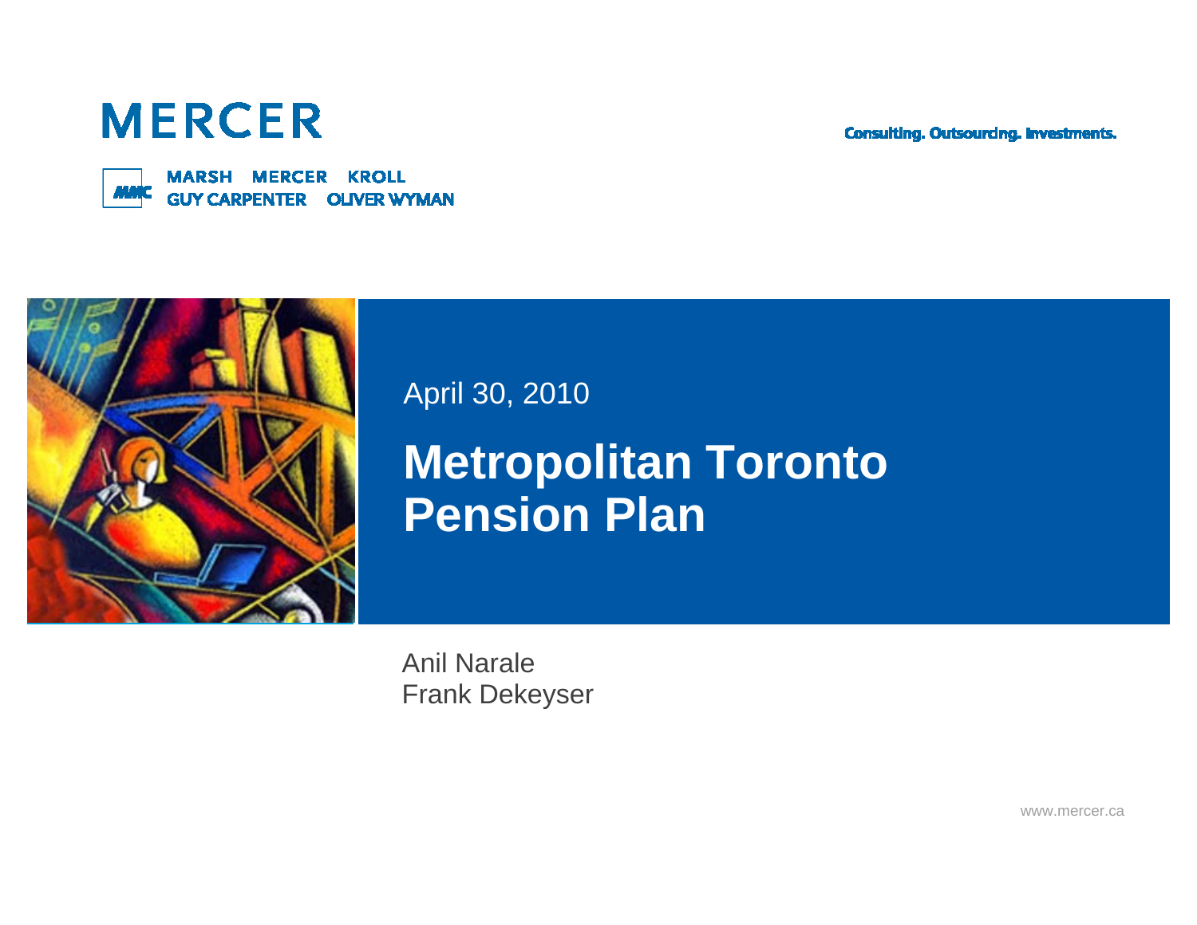MERCER

Consulting. Outsourcing. Investments.

MARSH MERCER KROLL
GUY CARPENTER OLIVER WYMAN

April 30, 2010

# Metropolitan Toronto Pension Plan

Anil Narale
Frank Dekeyser

www.mercer.ca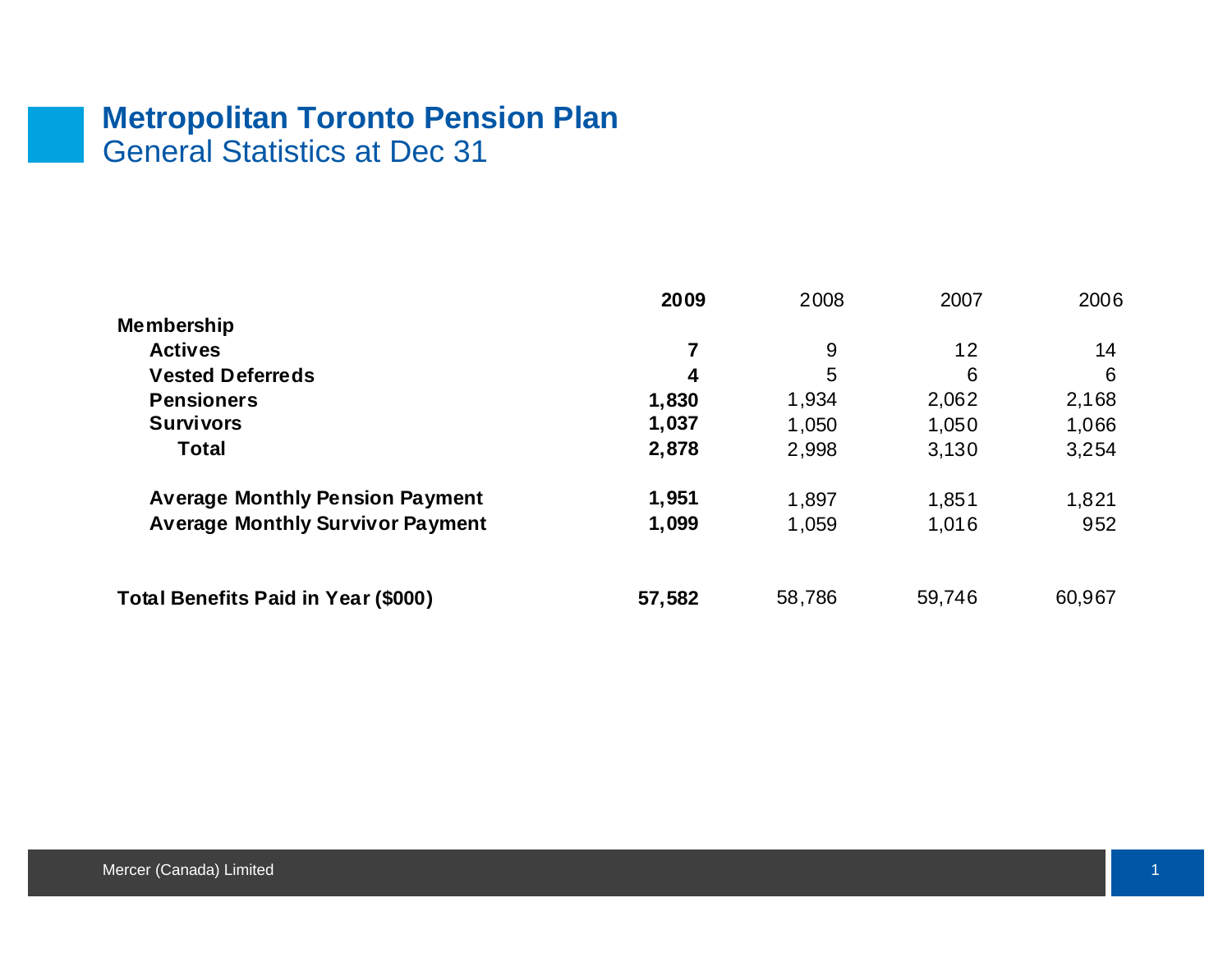# Metropolitan Toronto Pension Plan

## General Statistics at Dec 31

| | **2009** | 2008 | 2007 | 2006 |
|---|---|---|---|---|
| **Membership** | | | | |
| **Actives** | **7** | 9 | 12 | 14 |
| **Vested Deferreds** | **4** | 5 | 6 | 6 |
| **Pensioners** | **1,830** | 1,934 | 2,062 | 2,168 |
| **Survivors** | **1,037** | 1,050 | 1,050 | 1,066 |
| **Total** | **2,878** | 2,998 | 3,130 | 3,254 |
| | | | | |
| **Average Monthly Pension Payment** | **1,951** | 1,897 | 1,851 | 1,821 |
| **Average Monthly Survivor Payment** | **1,099** | 1,059 | 1,016 | 952 |
| | | | | |
| **Total Benefits Paid in Year ($000)** | **57,582** | 58,786 | 59,746 | 60,967 |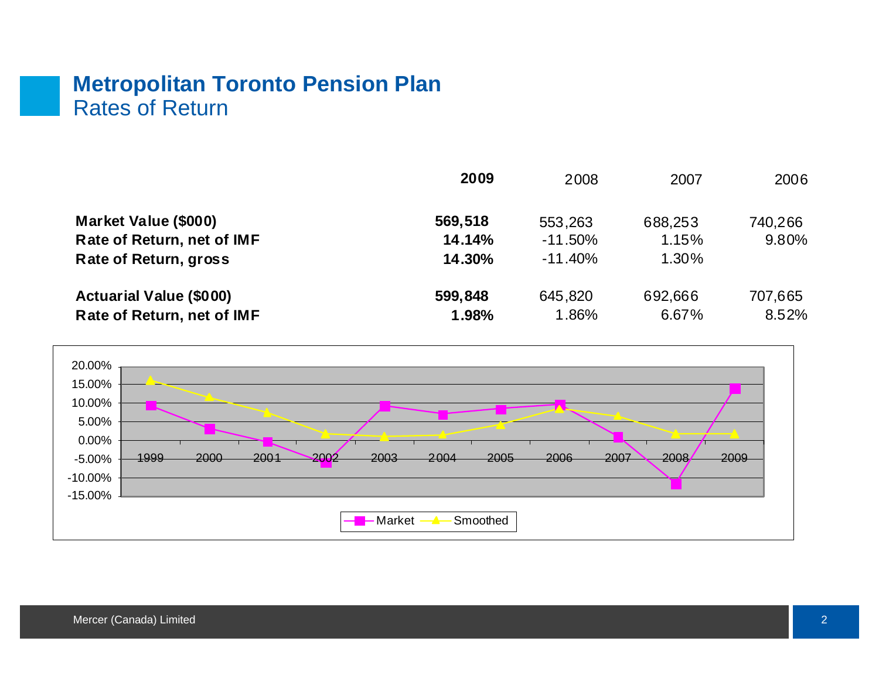# Metropolitan Toronto Pension Plan

## Rates of Return

| | **2009** | 2008 | 2007 | 2006 |
|---|---|---|---|---|
| **Market Value ($000)** | **569,518** | 553,263 | 688,253 | 740,266 |
| **Rate of Return, net of IMF** | **14.14%** | -11.50% | 1.15% | 9.80% |
| **Rate of Return, gross** | **14.30%** | -11.40% | 1.30% | |
| | | | | |
| **Actuarial Value ($000)** | **599,848** | 645,820 | 692,666 | 707,665 |
| **Rate of Return, net of IMF** | **1.98%** | 1.86% | 6.67% | 8.52% |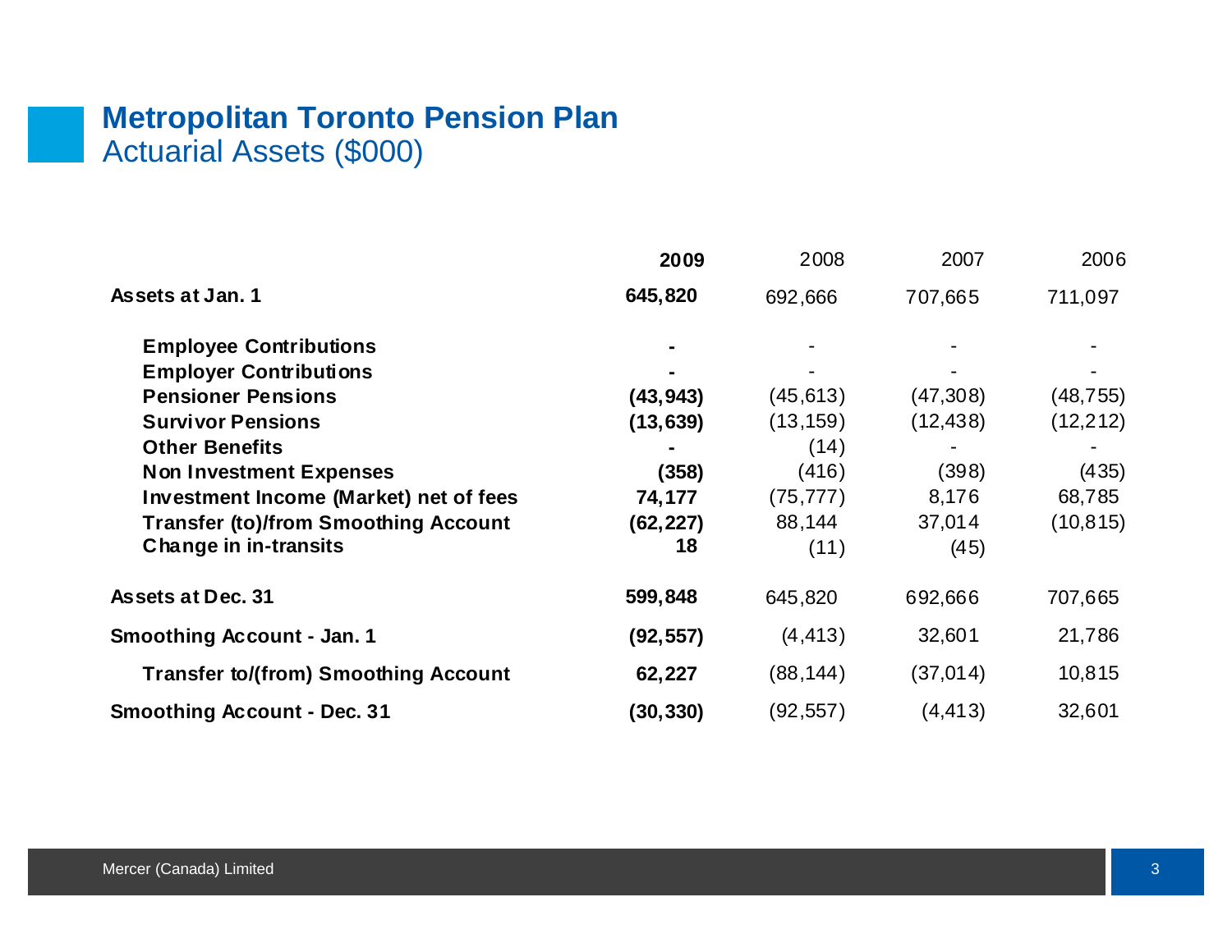# Metropolitan Toronto Pension Plan

## Actuarial Assets ($000)

| | 2009 | 2008 | 2007 | 2006 |
|---|---|---|---|---|
| **Assets at Jan. 1** | **645,820** | 692,666 | 707,665 | 711,097 |
| **Employee Contributions** | **-** | - | - | - |
| **Employer Contributions** | **-** | - | - | - |
| **Pensioner Pensions** | **(43,943)** | (45,613) | (47,308) | (48,755) |
| **Survivor Pensions** | **(13,639)** | (13,159) | (12,438) | (12,212) |
| **Other Benefits** | **-** | (14) | - | - |
| **Non Investment Expenses** | **(358)** | (416) | (398) | (435) |
| **Investment Income (Market) net of fees** | **74,177** | (75,777) | 8,176 | 68,785 |
| **Transfer (to)/from Smoothing Account** | **(62,227)** | 88,144 | 37,014 | (10,815) |
| **Change in in-transits** | **18** | (11) | (45) | |
| **Assets at Dec. 31** | **599,848** | 645,820 | 692,666 | 707,665 |
| **Smoothing Account - Jan. 1** | **(92,557)** | (4,413) | 32,601 | 21,786 |
| **Transfer to/(from) Smoothing Account** | **62,227** | (88,144) | (37,014) | 10,815 |
| **Smoothing Account - Dec. 31** | **(30,330)** | (92,557) | (4,413) | 32,601 |

Mercer (Canada) Limited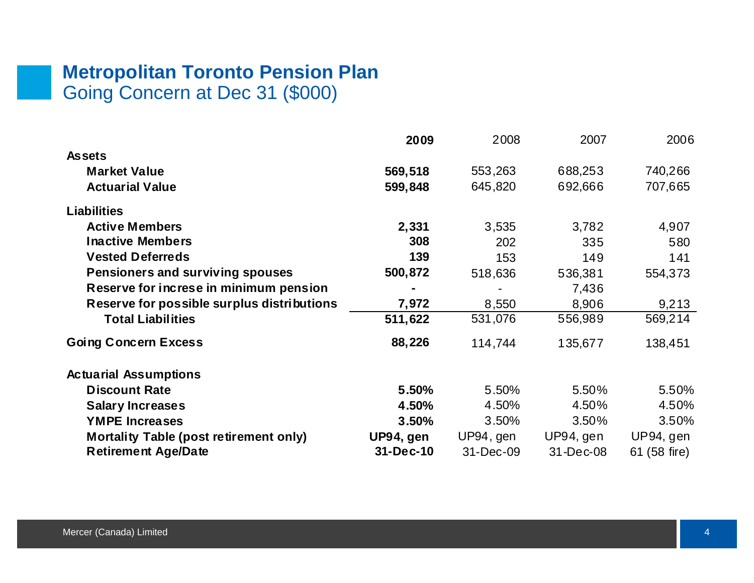# Metropolitan Toronto Pension Plan

## Going Concern at Dec 31 ($000)

| | 2009 | 2008 | 2007 | 2006 |
|---|---|---|---|---|
| **Assets** | | | | |
| **Market Value** | **569,518** | 553,263 | 688,253 | 740,266 |
| **Actuarial Value** | **599,848** | 645,820 | 692,666 | 707,665 |
| **Liabilities** | | | | |
| **Active Members** | **2,331** | 3,535 | 3,782 | 4,907 |
| **Inactive Members** | **308** | 202 | 335 | 580 |
| **Vested Deferreds** | **139** | 153 | 149 | 141 |
| **Pensioners and surviving spouses** | **500,872** | 518,636 | 536,381 | 554,373 |
| **Reserve for increse in minimum pension** | **-** | - | 7,436 | |
| **Reserve for possible surplus distributions** | **7,972** | 8,550 | 8,906 | 9,213 |
| **Total Liabilities** | **511,622** | 531,076 | 556,989 | 569,214 |
| **Going Concern Excess** | **88,226** | 114,744 | 135,677 | 138,451 |
| **Actuarial Assumptions** | | | | |
| **Discount Rate** | **5.50%** | 5.50% | 5.50% | 5.50% |
| **Salary Increases** | **4.50%** | 4.50% | 4.50% | 4.50% |
| **YMPE Increases** | **3.50%** | 3.50% | 3.50% | 3.50% |
| **Mortality Table (post retirement only)** | **UP94, gen** | UP94, gen | UP94, gen | UP94, gen |
| **Retirement Age/Date** | **31-Dec-10** | 31-Dec-09 | 31-Dec-08 | 61 (58 fire) |

Mercer (Canada) Limited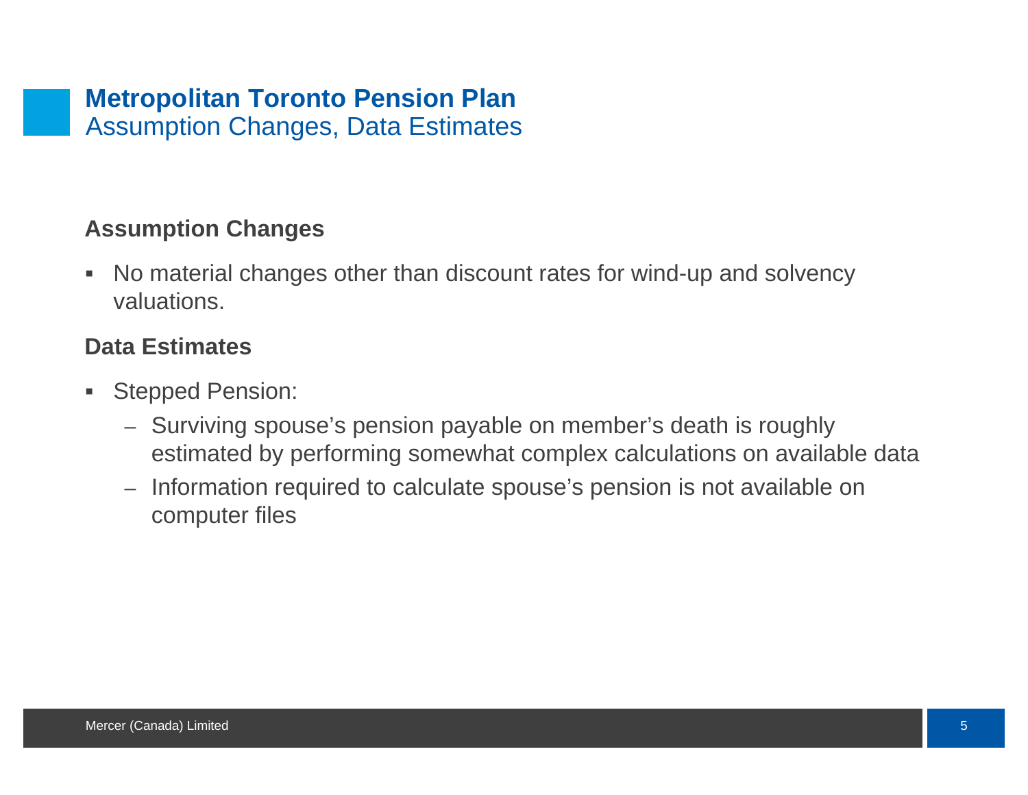# Metropolitan Toronto Pension Plan

## Assumption Changes, Data Estimates

### Assumption Changes

- No material changes other than discount rates for wind-up and solvency valuations.

### Data Estimates

- Stepped Pension:
  - Surviving spouse's pension payable on member's death is roughly estimated by performing somewhat complex calculations on available data
  - Information required to calculate spouse's pension is not available on computer files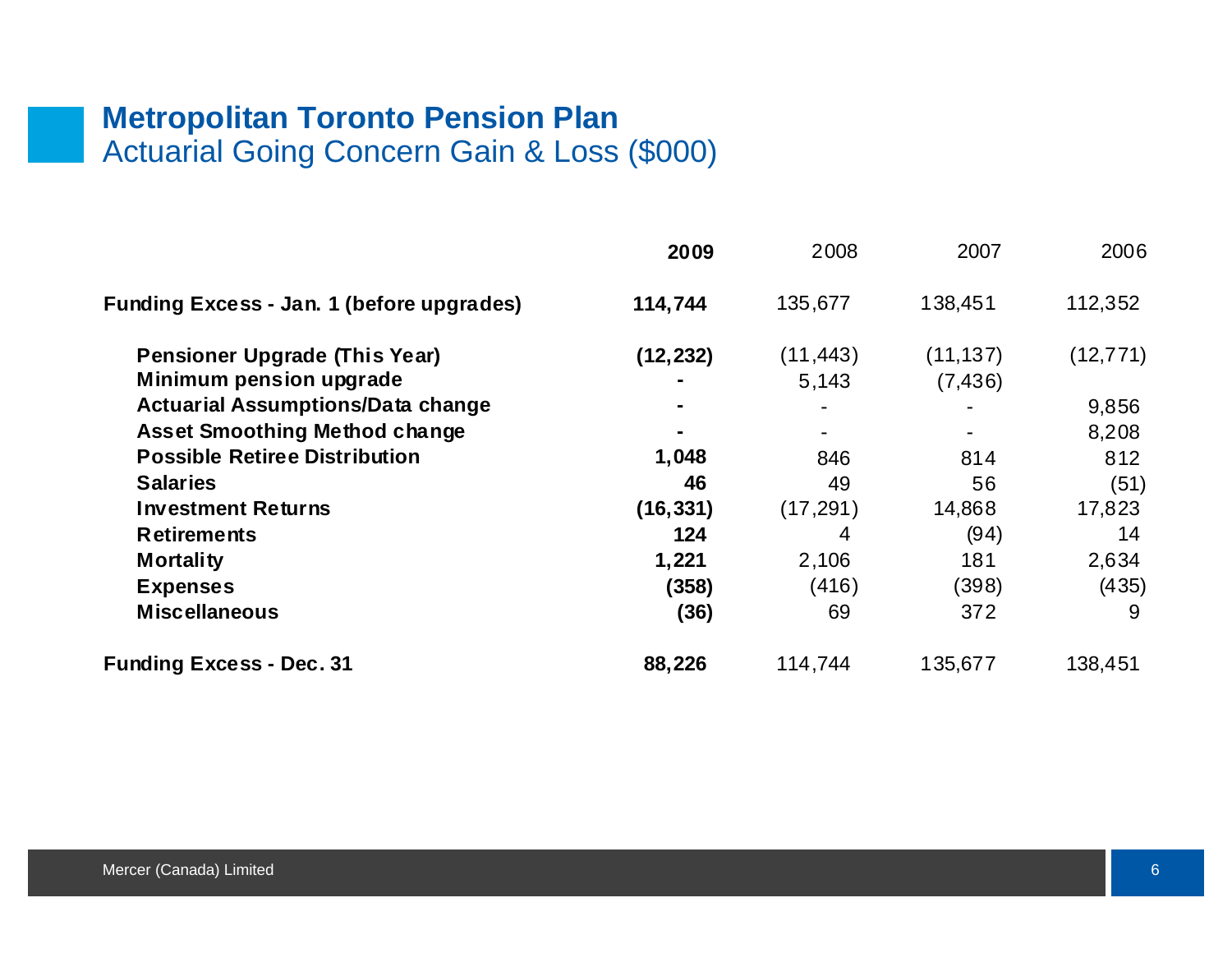# Metropolitan Toronto Pension Plan

## Actuarial Going Concern Gain & Loss ($000)

| | **2009** | 2008 | 2007 | 2006 |
|---|---|---|---|---|
| **Funding Excess - Jan. 1 (before upgrades)** | **114,744** | 135,677 | 138,451 | 112,352 |
| **Pensioner Upgrade (This Year)** | **(12,232)** | (11,443) | (11,137) | (12,771) |
| **Minimum pension upgrade** | **-** | 5,143 | (7,436) | |
| **Actuarial Assumptions/Data change** | **-** | - | - | 9,856 |
| **Asset Smoothing Method change** | **-** | - | - | 8,208 |
| **Possible Retiree Distribution** | **1,048** | 846 | 814 | 812 |
| **Salaries** | **46** | 49 | 56 | (51) |
| **Investment Returns** | **(16,331)** | (17,291) | 14,868 | 17,823 |
| **Retirements** | **124** | 4 | (94) | 14 |
| **Mortality** | **1,221** | 2,106 | 181 | 2,634 |
| **Expenses** | **(358)** | (416) | (398) | (435) |
| **Miscellaneous** | **(36)** | 69 | 372 | 9 |
| **Funding Excess - Dec. 31** | **88,226** | 114,744 | 135,677 | 138,451 |

Mercer (Canada) Limited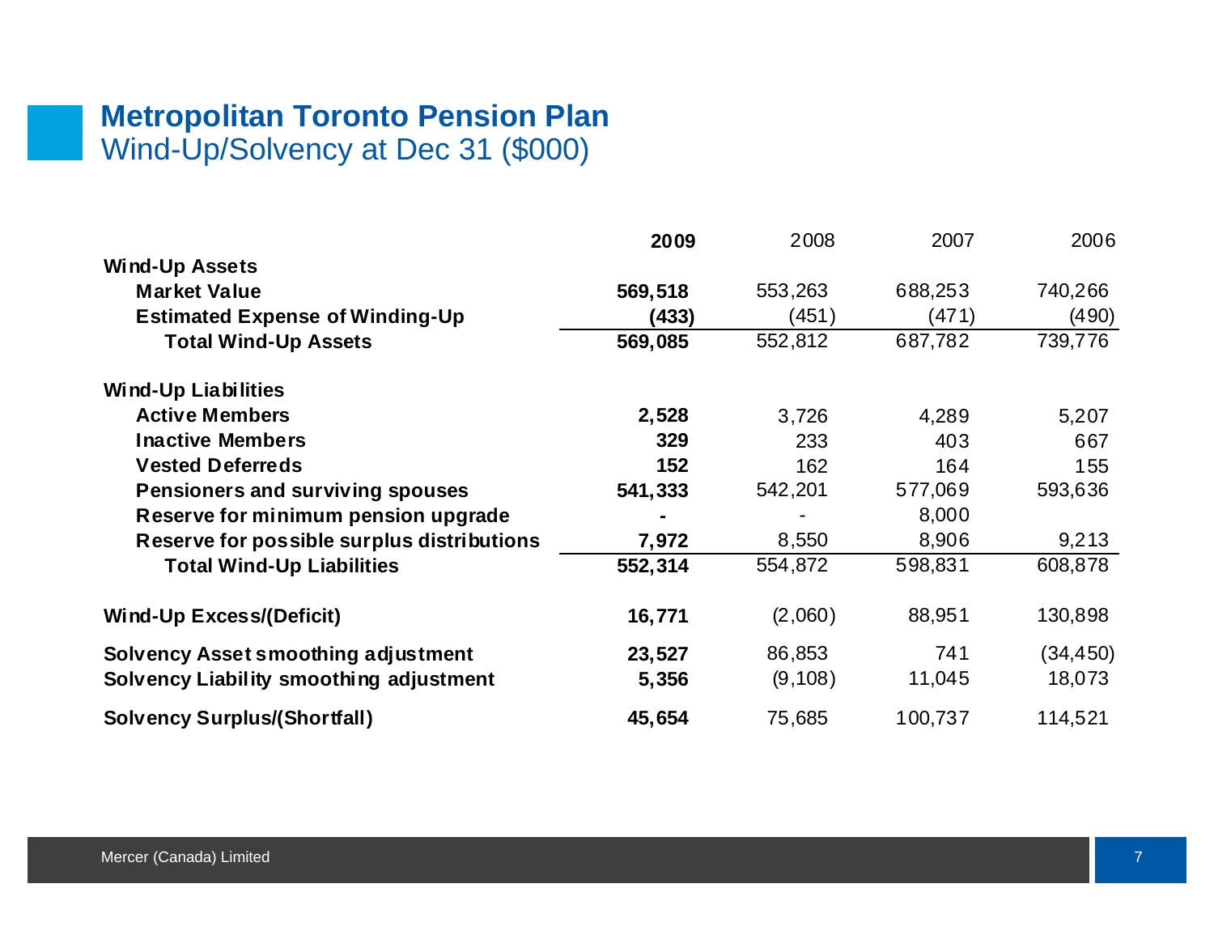# Metropolitan Toronto Pension Plan

## Wind-Up/Solvency at Dec 31 ($000)

| | **2009** | 2008 | 2007 | 2006 |
|---|---|---|---|---|
| **Wind-Up Assets** | | | | |
| **Market Value** | **569,518** | 553,263 | 688,253 | 740,266 |
| **Estimated Expense of Winding-Up** | **(433)** | (451) | (471) | (490) |
| **Total Wind-Up Assets** | **569,085** | 552,812 | 687,782 | 739,776 |
| | | | | |
| **Wind-Up Liabilities** | | | | |
| **Active Members** | **2,528** | 3,726 | 4,289 | 5,207 |
| **Inactive Members** | **329** | 233 | 403 | 667 |
| **Vested Deferreds** | **152** | 162 | 164 | 155 |
| **Pensioners and surviving spouses** | **541,333** | 542,201 | 577,069 | 593,636 |
| **Reserve for minimum pension upgrade** | **-** | - | 8,000 | |
| **Reserve for possible surplus distributions** | **7,972** | 8,550 | 8,906 | 9,213 |
| **Total Wind-Up Liabilities** | **552,314** | 554,872 | 598,831 | 608,878 |
| | | | | |
| **Wind-Up Excess/(Deficit)** | **16,771** | (2,060) | 88,951 | 130,898 |
| | | | | |
| **Solvency Asset smoothing adjustment** | **23,527** | 86,853 | 741 | (34,450) |
| **Solvency Liability smoothing adjustment** | **5,356** | (9,108) | 11,045 | 18,073 |
| | | | | |
| **Solvency Surplus/(Shortfall)** | **45,654** | 75,685 | 100,737 | 114,521 |

Mercer (Canada) Limited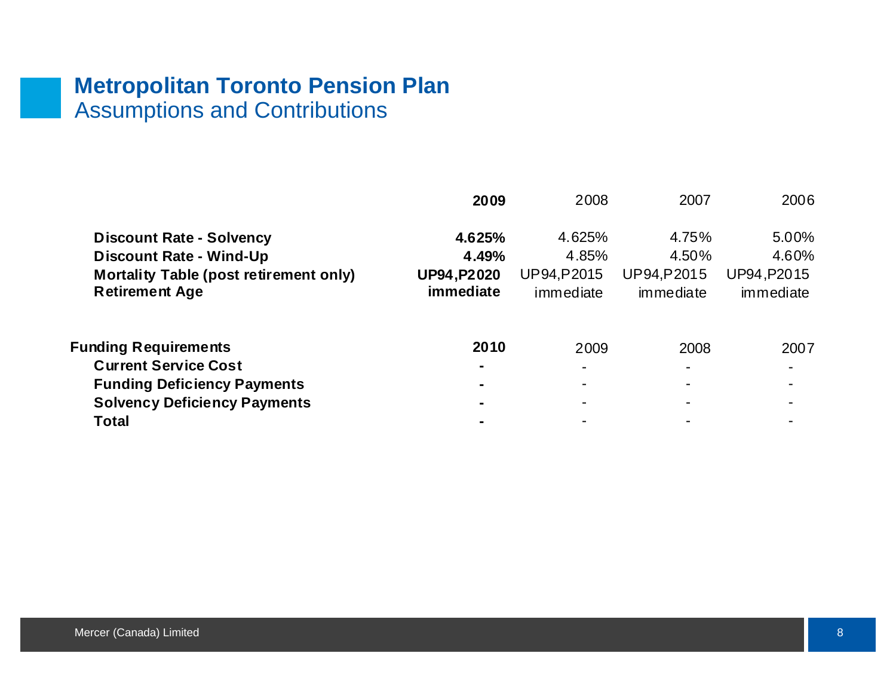# Metropolitan Toronto Pension Plan

## Assumptions and Contributions

| | **2009** | 2008 | 2007 | 2006 |
|---|---|---|---|---|
| **Discount Rate - Solvency** | **4.625%** | 4.625% | 4.75% | 5.00% |
| **Discount Rate - Wind-Up** | **4.49%** | 4.85% | 4.50% | 4.60% |
| **Mortality Table (post retirement only)** | **UP94,P2020** | UP94,P2015 | UP94,P2015 | UP94,P2015 |
| **Retirement Age** | **immediate** | immediate | immediate | immediate |

| **Funding Requirements** | **2010** | 2009 | 2008 | 2007 |
|---|---|---|---|---|
| **Current Service Cost** | **-** | - | - | - |
| **Funding Deficiency Payments** | **-** | - | - | - |
| **Solvency Deficiency Payments** | **-** | - | - | - |
| **Total** | **-** | - | - | - |

Mercer (Canada) Limited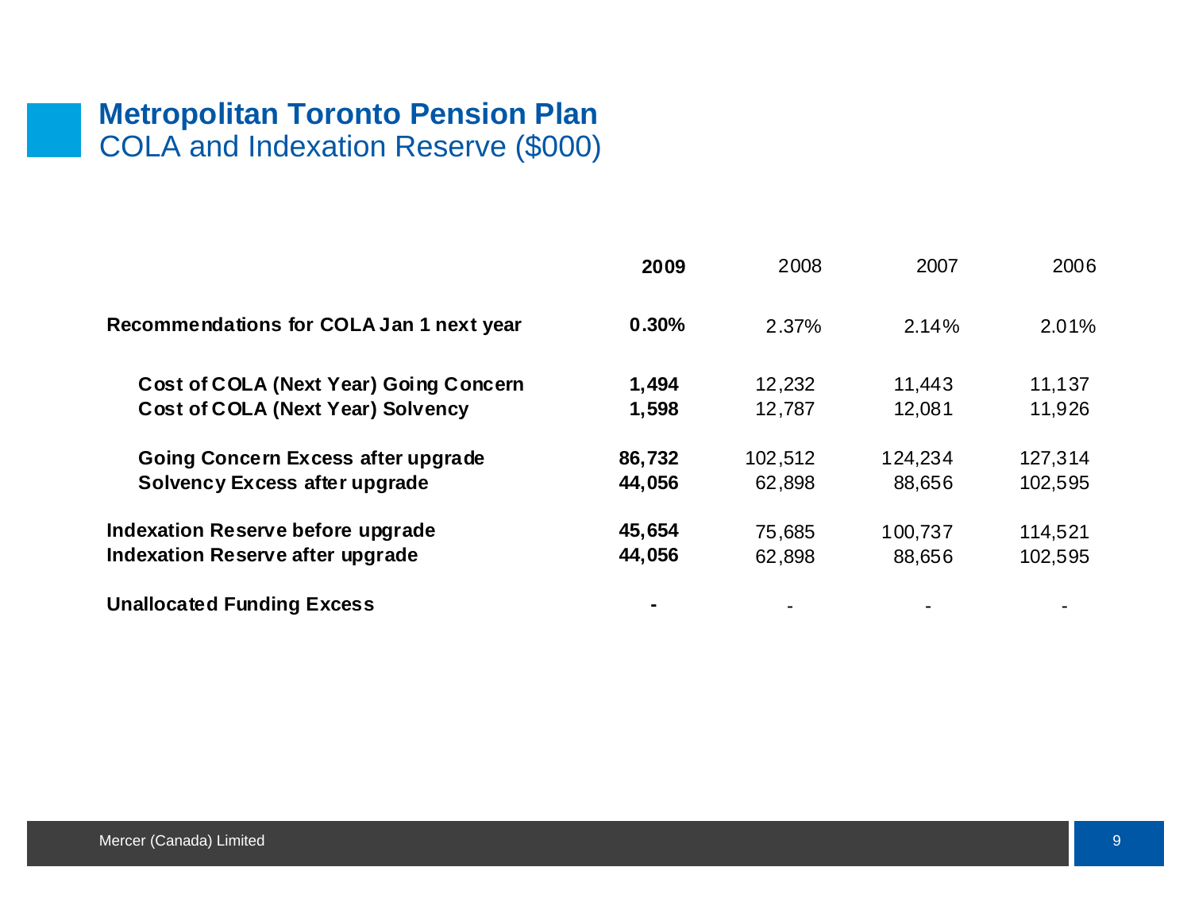# Metropolitan Toronto Pension Plan

## COLA and Indexation Reserve ($000)

| | **2009** | 2008 | 2007 | 2006 |
|---|---|---|---|---|
| **Recommendations for COLA Jan 1 next year** | **0.30%** | 2.37% | 2.14% | 2.01% |
| **Cost of COLA (Next Year) Going Concern** | **1,494** | 12,232 | 11,443 | 11,137 |
| **Cost of COLA (Next Year) Solvency** | **1,598** | 12,787 | 12,081 | 11,926 |
| **Going Concern Excess after upgrade** | **86,732** | 102,512 | 124,234 | 127,314 |
| **Solvency Excess after upgrade** | **44,056** | 62,898 | 88,656 | 102,595 |
| **Indexation Reserve before upgrade** | **45,654** | 75,685 | 100,737 | 114,521 |
| **Indexation Reserve after upgrade** | **44,056** | 62,898 | 88,656 | 102,595 |
| **Unallocated Funding Excess** | **-** | - | - | - |

Mercer (Canada) Limited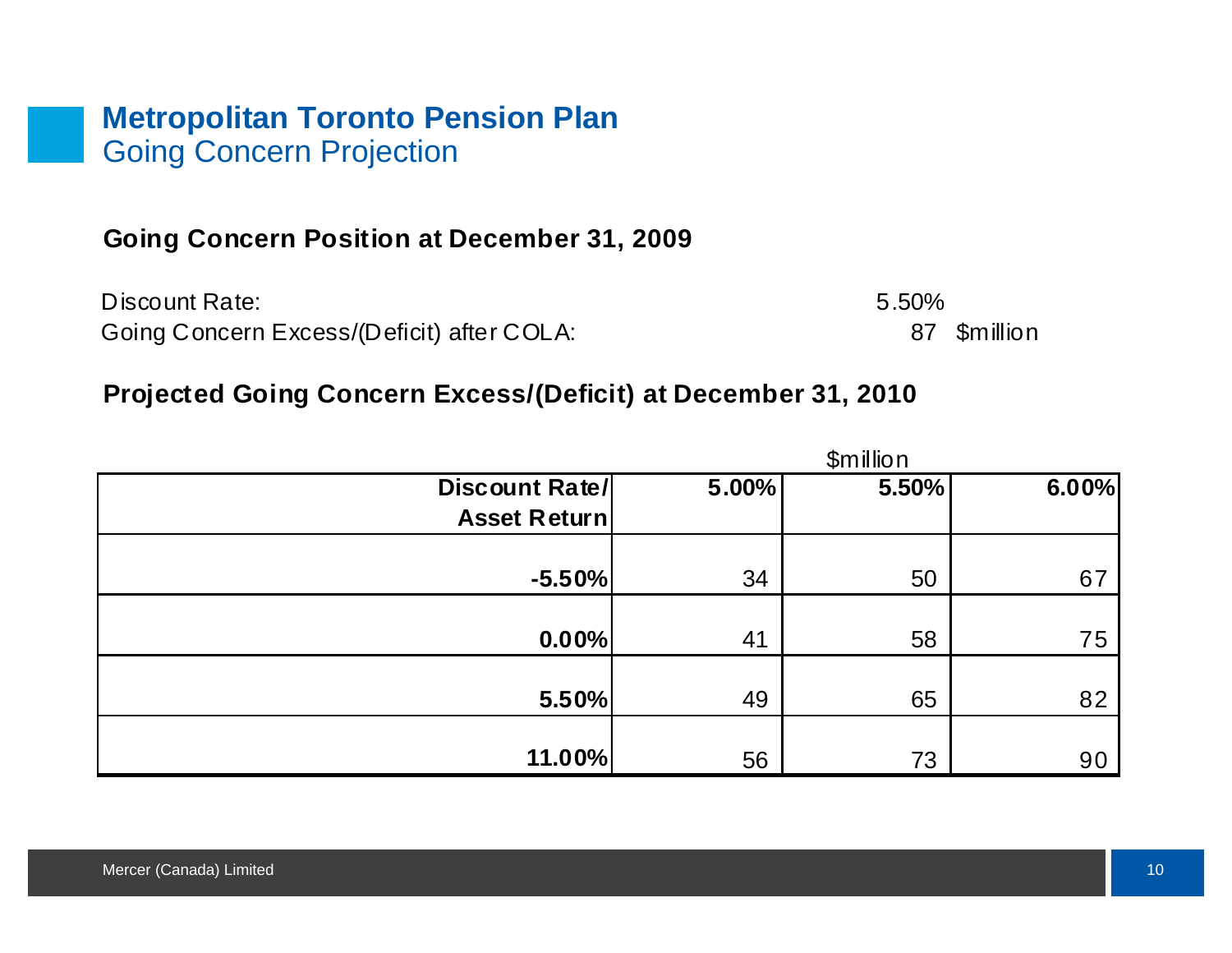# Metropolitan Toronto Pension Plan
## Going Concern Projection

### Going Concern Position at December 31, 2009

Discount Rate: 5.50%

Going Concern Excess/(Deficit) after COLA: 87 $million

### Projected Going Concern Excess/(Deficit) at December 31, 2010

$million

| Discount Rate/ Asset Return | 5.00% | 5.50% | 6.00% |
|---|---|---|---|
| -5.50% | 34 | 50 | 67 |
| 0.00% | 41 | 58 | 75 |
| 5.50% | 49 | 65 | 82 |
| 11.00% | 56 | 73 | 90 |

Mercer (Canada) Limited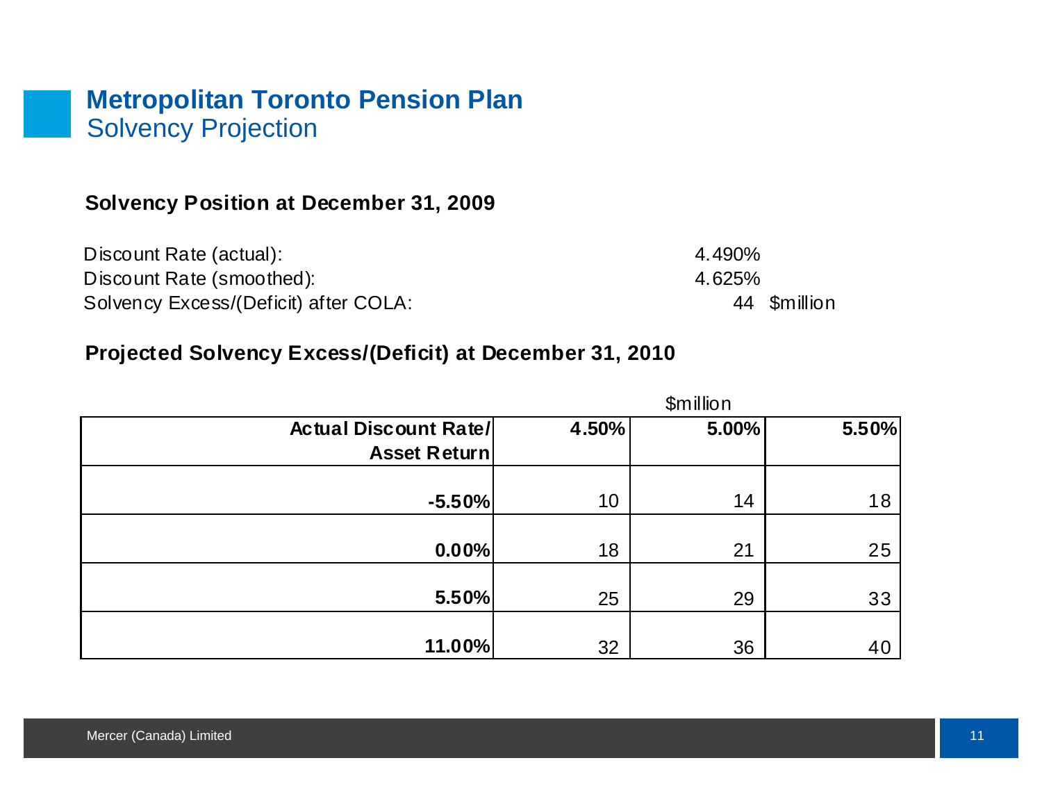# Metropolitan Toronto Pension Plan
## Solvency Projection

### Solvency Position at December 31, 2009

| | |
|---|---|
| Discount Rate (actual): | 4.490% |
| Discount Rate (smoothed): | 4.625% |
| Solvency Excess/(Deficit) after COLA: | 44 $million |

### Projected Solvency Excess/(Deficit) at December 31, 2010

$million

| **Actual Discount Rate/ Asset Return** | **4.50%** | **5.00%** | **5.50%** |
|---:|---:|---:|---:|
| **-5.50%** | 10 | 14 | 18 |
| **0.00%** | 18 | 21 | 25 |
| **5.50%** | 25 | 29 | 33 |
| **11.00%** | 32 | 36 | 40 |

Mercer (Canada) Limited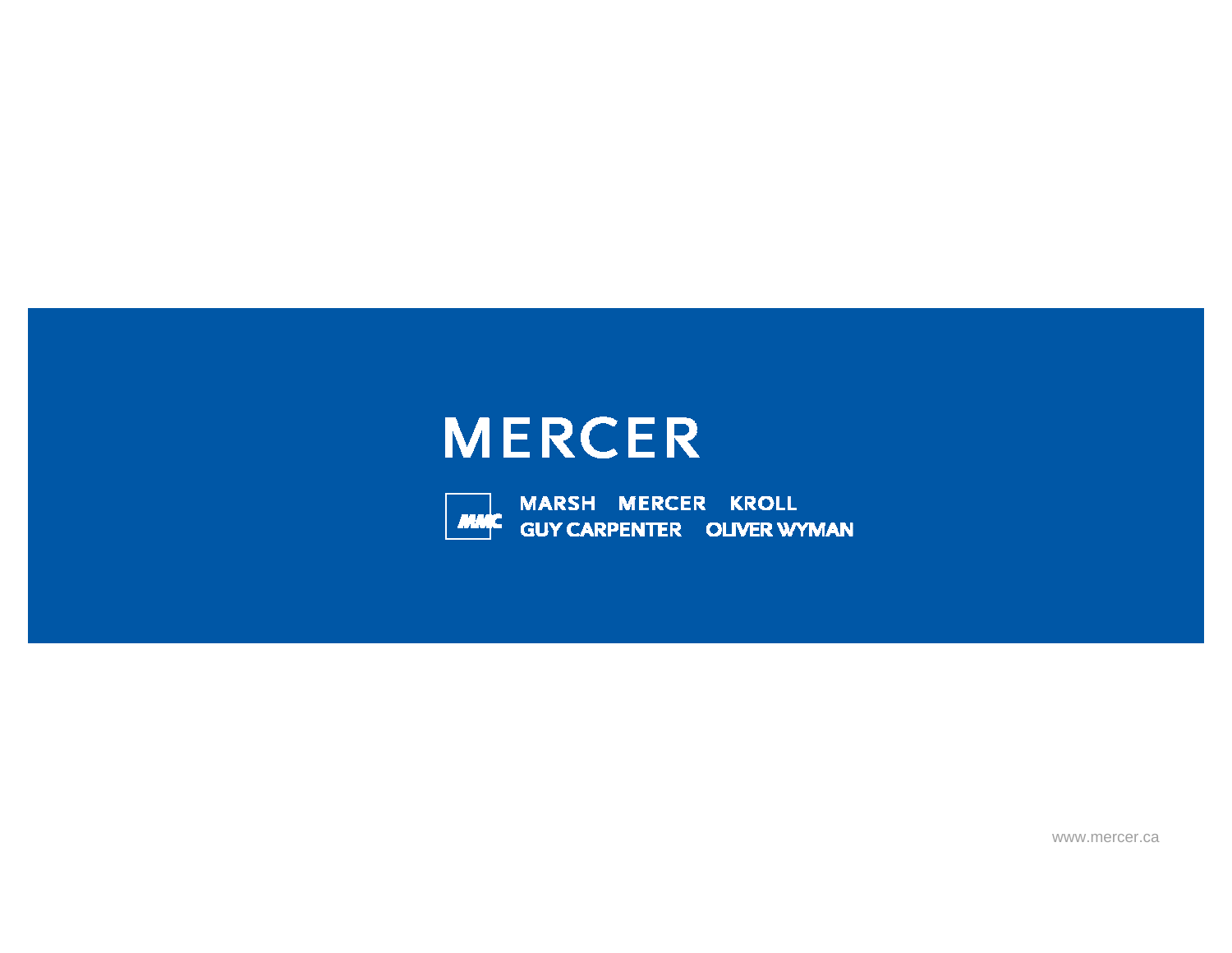MERCER

MMC

MARSH MERCER KROLL
GUY CARPENTER OLIVER WYMAN

www.mercer.ca